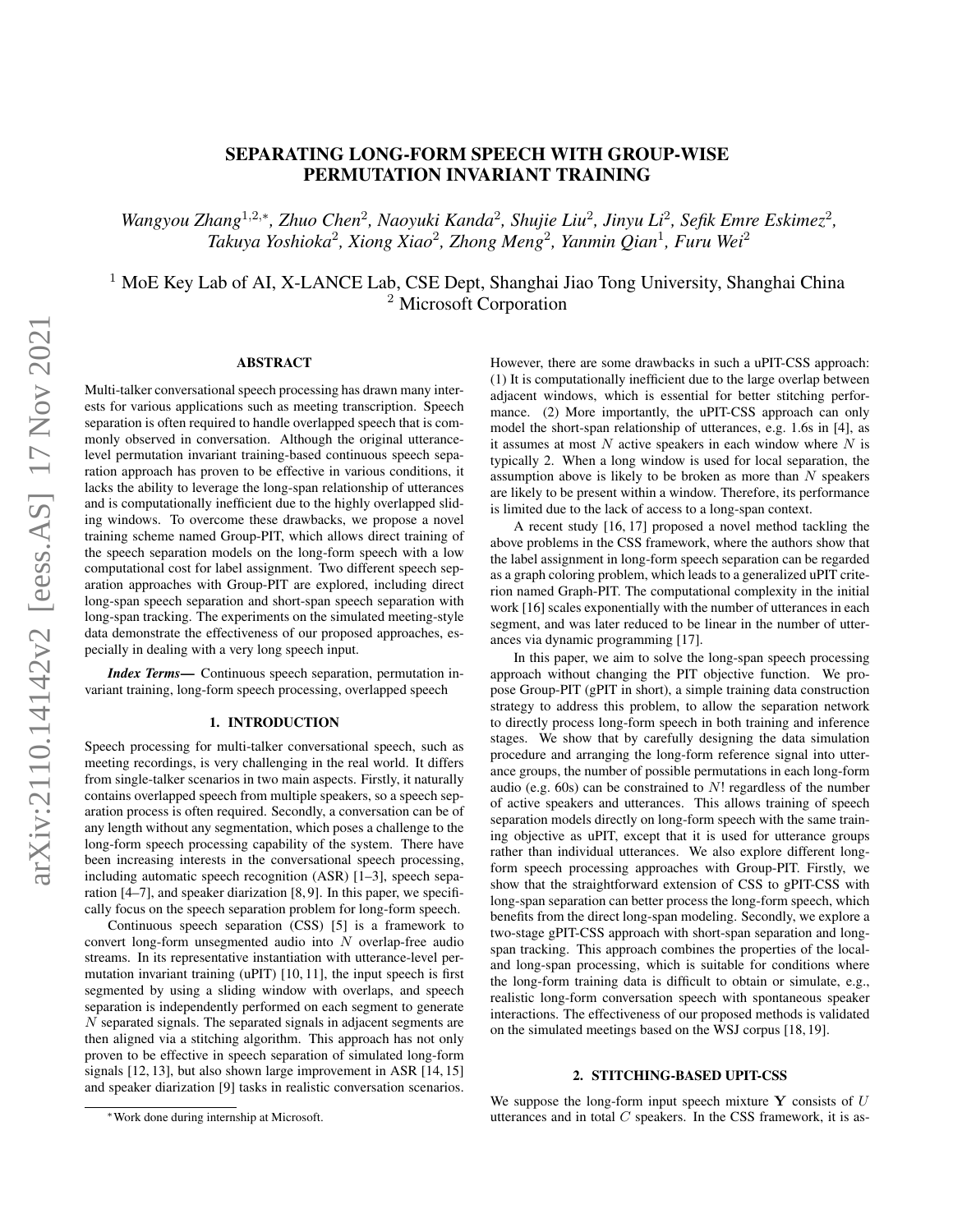# SEPARATING LONG-FORM SPEECH WITH GROUP-WISE PERMUTATION INVARIANT TRAINING

*Wangyou Zhang*[1,2,*], *Zhuo Chen*[2], *Naoyuki Kanda*[2], *Shujie Liu*[2], *Jinyu Li*[2], *Sefik Emre Eskimez*[2], *Takuya Yoshioka*[2], *Xiong Xiao*[2], *Zhong Meng*[2], *Yanmin Qian*[1], *Furu Wei*[2]

[1] MoE Key Lab of AI, X-LANCE Lab, CSE Dept, Shanghai Jiao Tong University, Shanghai China
[2] Microsoft Corporation

## ABSTRACT

Multi-talker conversational speech processing has drawn many interests for various applications such as meeting transcription. Speech separation is often required to handle overlapped speech that is commonly observed in conversation. Although the original utterance-level permutation invariant training-based continuous speech separation approach has proven to be effective in various conditions, it lacks the ability to leverage the long-span relationship of utterances and is computationally inefficient due to the highly overlapped sliding windows. To overcome these drawbacks, we propose a novel training scheme named Group-PIT, which allows direct training of the speech separation models on the long-form speech with a low computational cost for label assignment. Two different speech separation approaches with Group-PIT are explored, including direct long-span speech separation and short-span speech separation with long-span tracking. The experiments on the simulated meeting-style data demonstrate the effectiveness of our proposed approaches, especially in dealing with a very long speech input.

***Index Terms*—** Continuous speech separation, permutation invariant training, long-form speech processing, overlapped speech

## 1. INTRODUCTION

Speech processing for multi-talker conversational speech, such as meeting recordings, is very challenging in the real world. It differs from single-talker scenarios in two main aspects. Firstly, it naturally contains overlapped speech from multiple speakers, so a speech separation process is often required. Secondly, a conversation can be of any length without any segmentation, which poses a challenge to the long-form speech processing capability of the system. There have been increasing interests in the conversational speech processing, including automatic speech recognition (ASR) [1–3], speech separation [4–7], and speaker diarization [8, 9]. In this paper, we specifically focus on the speech separation problem for long-form speech.

Continuous speech separation (CSS) [5] is a framework to convert long-form unsegmented audio into $N$ overlap-free audio streams. In its representative instantiation with utterance-level permutation invariant training (uPIT) [10, 11], the input speech is first segmented by using a sliding window with overlaps, and speech separation is independently performed on each segment to generate $N$ separated signals. The separated signals in adjacent segments are then aligned via a stitching algorithm. This approach has not only proven to be effective in speech separation of simulated long-form signals [12, 13], but also shown large improvement in ASR [14, 15] and speaker diarization [9] tasks in realistic conversation scenarios.

However, there are some drawbacks in such a uPIT-CSS approach: (1) It is computationally inefficient due to the large overlap between adjacent windows, which is essential for better stitching performance. (2) More importantly, the uPIT-CSS approach can only model the short-span relationship of utterances, e.g. 1.6s in [4], as it assumes at most $N$ active speakers in each window where $N$ is typically 2. When a long window is used for local separation, the assumption above is likely to be broken as more than $N$ speakers are likely to be present within a window. Therefore, its performance is limited due to the lack of access to a long-span context.

A recent study [16, 17] proposed a novel method tackling the above problems in the CSS framework, where the authors show that the label assignment in long-form speech separation can be regarded as a graph coloring problem, which leads to a generalized uPIT criterion named Graph-PIT. The computational complexity in the initial work [16] scales exponentially with the number of utterances in each segment, and was later reduced to be linear in the number of utterances via dynamic programming [17].

In this paper, we aim to solve the long-span speech processing approach without changing the PIT objective function. We propose Group-PIT (gPIT in short), a simple training data construction strategy to address this problem, to allow the separation network to directly process long-form speech in both training and inference stages. We show that by carefully designing the data stimulation procedure and arranging the long-form reference signal into utterance groups, the number of possible permutations in each long-form audio (e.g. 60s) can be constrained to $N!$ regardless of the number of active speakers and utterances. This allows training of speech separation models directly on long-form speech with the same training objective as uPIT, except that it is used for utterance groups rather than individual utterances. We also explore different long-form speech processing approaches with Group-PIT. Firstly, we show that the straightforward extension of CSS to gPIT-CSS with long-span separation can better process the long-form speech, which benefits from the direct long-span modeling. Secondly, we explore a two-stage gPIT-CSS approach with short-span separation and long-span tracking. This approach combines the properties of the local- and long-span processing, which is suitable for conditions where the long-form training data is difficult to obtain or simulate, e.g., realistic long-form conversation speech with spontaneous speaker interactions. The effectiveness of our proposed methods is validated on the simulated meetings based on the WSJ corpus [18, 19].

## 2. STITCHING-BASED UPIT-CSS

We suppose the long-form input speech mixture $\mathbf{Y}$ consists of $U$ utterances and in total $C$ speakers. In the CSS framework, it is as-

*Work done during internship at Microsoft.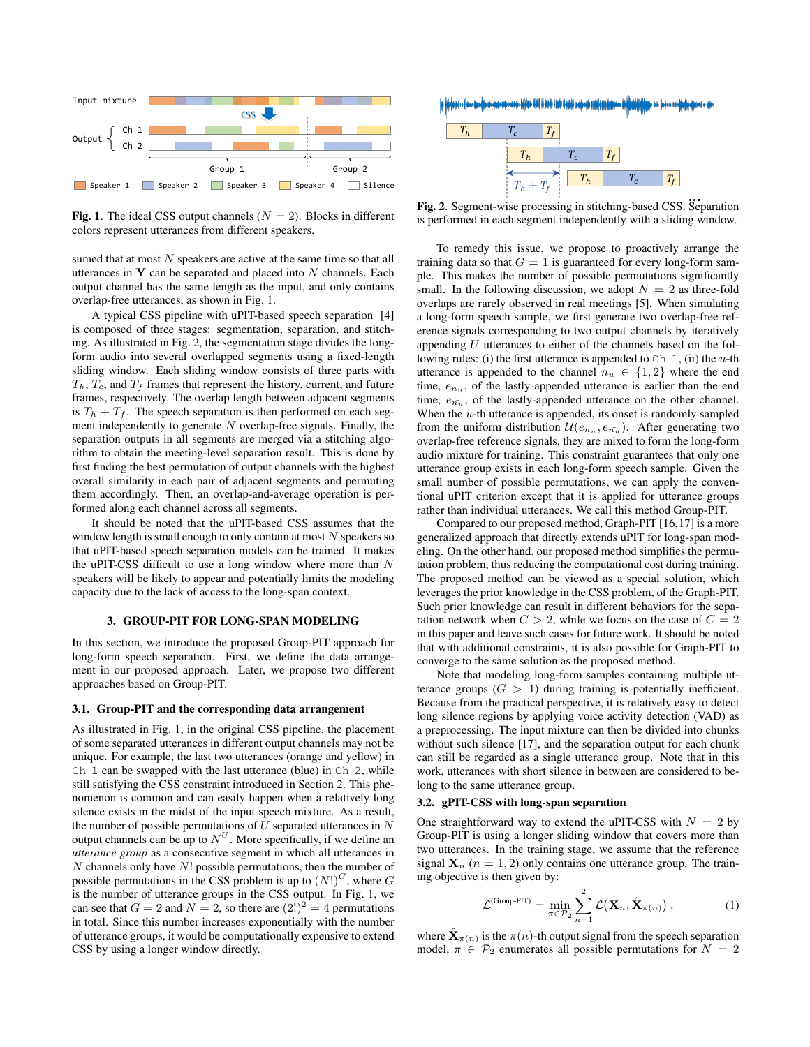Input mixture

CSS

Output Ch 1 Ch 2

Group 1 Group 2

Speaker 1 Speaker 2 Speaker 3 Speaker 4 Silence

**Fig. 1**. The ideal CSS output channels ($N = 2$). Blocks in different colors represent utterances from different speakers.

sumed that at most $N$ speakers are active at the same time so that all utterances in $\mathbf{Y}$ can be separated and placed into $N$ channels. Each output channel has the same length as the input, and only contains overlap-free utterances, as shown in Fig. 1.

A typical CSS pipeline with uPIT-based speech separation [4] is composed of three stages: segmentation, separation, and stitching. As illustrated in Fig. 2, the segmentation stage divides the long-form audio into several overlapped segments using a fixed-length sliding window. Each sliding window consists of three parts with $T_h$, $T_c$, and $T_f$ frames that represent the history, current, and future frames, respectively. The overlap length between adjacent segments is $T_h + T_f$. The speech separation is then performed on each segment independently to generate $N$ overlap-free signals. Finally, the separation outputs in all segments are merged via a stitching algorithm to obtain the meeting-level separation result. This is done by first finding the best permutation of output channels with the highest overall similarity in each pair of adjacent segments and permuting them accordingly. Then, an overlap-and-average operation is performed along each channel across all segments.

It should be noted that the uPIT-based CSS assumes that the window length is small enough to only contain at most $N$ speakers so that uPIT-based speech separation models can be trained. It makes the uPIT-CSS difficult to use a long window where more than $N$ speakers will be likely to appear and potentially limits the modeling capacity due to the lack of access to the long-span context.

## 3. GROUP-PIT FOR LONG-SPAN MODELING

In this section, we introduce the proposed Group-PIT approach for long-form speech separation. First, we define the data arrangement in our proposed approach. Later, we propose two different approaches based on Group-PIT.

### 3.1. Group-PIT and the corresponding data arrangement

As illustrated in Fig. 1, in the original CSS pipeline, the placement of some separated utterances in different output channels may not be unique. For example, the last two utterances (orange and yellow) in `Ch 1` can be swapped with the last utterance (blue) in `Ch 2`, while still satisfying the CSS constraint introduced in Section 2. This phenomenon is common and can easily happen when a relatively long silence exists in the midst of the input speech mixture. As a result, the number of possible permutations of $U$ separated utterances in $N$ output channels can be up to $N^U$. More specifically, if we define an *utterance group* as a consecutive segment in which all utterances in $N$ channels only have $N!$ possible permutations, then the number of possible permutations in the CSS problem is up to $(N!)^G$, where $G$ is the number of utterance groups in the CSS output. In Fig. 1, we can see that $G = 2$ and $N = 2$, so there are $(2!)^2 = 4$ permutations in total. Since this number increases exponentially with the number of utterance groups, it would be computationally expensive to extend CSS by using a longer window directly.

$T_h$ $T_c$ $T_f$

$T_h + T_f$

**Fig. 2**. Segment-wise processing in stitching-based CSS. Separation is performed in each segment independently with a sliding window.

To remedy this issue, we propose to proactively arrange the training data so that $G = 1$ is guaranteed for every long-form sample. This makes the number of possible permutations significantly small. In the following discussion, we adopt $N = 2$ as three-fold overlaps are rarely observed in real meetings [5]. When simulating a long-form speech sample, we first generate two overlap-free reference signals corresponding to two output channels by iteratively appending $U$ utterances to either of the channels based on the following rules: (i) the first utterance is appended to `Ch 1`, (ii) the $u$-th utterance is appended to the channel $n_u \in \{1, 2\}$ where the end time, $e_{n_u}$, of the lastly-appended utterance is earlier than the end time, $e_{\bar{n_u}}$, of the lastly-appended utterance on the other channel. When the $u$-th utterance is appended, its onset is randomly sampled from the uniform distribution $\mathcal{U}(e_{n_u}, e_{\bar{n_u}})$. After generating two overlap-free reference signals, they are mixed to form the long-form audio mixture for training. This constraint guarantees that only one utterance group exists in each long-form speech sample. Given the small number of possible permutations, we can apply the conventional uPIT criterion except that it is applied for utterance groups rather than individual utterances. We call this method Group-PIT.

Compared to our proposed method, Graph-PIT [16, 17] is a more generalized approach that directly extends uPIT for long-span modeling. On the other hand, our proposed method simplifies the permutation problem, thus reducing the computational cost during training. The proposed method can be viewed as a special solution, which leverages the prior knowledge in the CSS problem, of the Graph-PIT. Such prior knowledge can result in different behaviors for the separation network when $C > 2$, while we focus on the case of $C = 2$ in this paper and leave such cases for future work. It should be noted that with additional constraints, it is also possible for Graph-PIT to converge to the same solution as the proposed method.

Note that modeling long-form samples containing multiple utterance groups ($G > 1$) during training is potentially inefficient. Because from the practical perspective, it is relatively easy to detect long silence regions by applying voice activity detection (VAD) as a preprocessing. The input mixture can then be divided into chunks without such silence [17], and the separation output for each chunk can still be regarded as a single utterance group. Note that in this work, utterances with short silence in between are considered to belong to the same utterance group.

### 3.2. gPIT-CSS with long-span separation

One straightforward way to extend the uPIT-CSS with $N = 2$ by Group-PIT is using a longer sliding window that covers more than two utterances. In the training stage, we assume that the reference signal $\mathbf{X}_n$ ($n = 1, 2$) only contains one utterance group. The training objective is then given by:

$$\mathcal{L}^{\text{(Group-PIT)}} = \min_{\pi \in \mathcal{P}_2} \sum_{n=1}^{2} \mathcal{L}\big(\mathbf{X}_n, \hat{\mathbf{X}}_{\pi(n)}\big)\,, \tag{1}$$

where $\hat{\mathbf{X}}_{\pi(n)}$ is the $\pi(n)$-th output signal from the speech separation model, $\pi \in \mathcal{P}_2$ enumerates all possible permutations for $N = 2$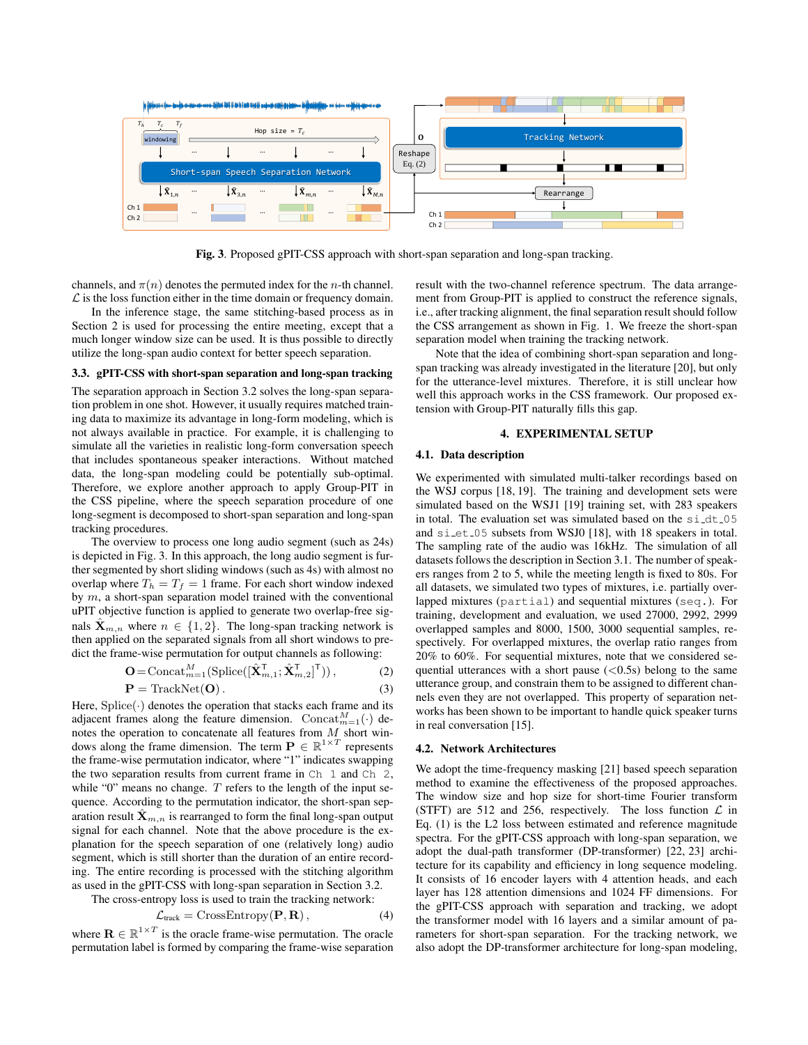Fig. 3. Proposed gPIT-CSS approach with short-span separation and long-span tracking.

channels, and $\pi(n)$ denotes the permuted index for the $n$-th channel. $\mathcal{L}$ is the loss function either in the time domain or frequency domain.

In the inference stage, the same stitching-based process as in Section 2 is used for processing the entire meeting, except that a much longer window size can be used. It is thus possible to directly utilize the long-span audio context for better speech separation.

### 3.3. gPIT-CSS with short-span separation and long-span tracking

The separation approach in Section 3.2 solves the long-span separation problem in one shot. However, it usually requires matched training data to maximize its advantage in long-form modeling, which is not always available in practice. For example, it is challenging to simulate all the varieties in realistic long-form conversation speech that includes spontaneous speaker interactions. Without matched data, the long-span modeling could be potentially sub-optimal. Therefore, we explore another approach to apply Group-PIT in the CSS pipeline, where the speech separation procedure of one long-segment is decomposed to short-span separation and long-span tracking procedures.

The overview to process one long audio segment (such as 24s) is depicted in Fig. 3. In this approach, the long audio segment is further segmented by short sliding windows (such as 4s) with almost no overlap where $T_h = T_f = 1$ frame. For each short window indexed by $m$, a short-span separation model trained with the conventional uPIT objective function is applied to generate two overlap-free signals $\hat{\mathbf{X}}_{m,n}$ where $n \in \{1, 2\}$. The long-span tracking network is then applied on the separated signals from all short windows to predict the frame-wise permutation for output channels as following:

$$\mathbf{O} = \text{Concat}_{m=1}^{M}(\text{Splice}([\hat{\mathbf{X}}_{m,1}^{\mathsf{T}}; \hat{\mathbf{X}}_{m,2}^{\mathsf{T}}]^{\mathsf{T}})), \tag{2}$$

$$\mathbf{P} = \text{TrackNet}(\mathbf{O}). \tag{3}$$

Here, $\text{Splice}(\cdot)$ denotes the operation that stacks each frame and its adjacent frames along the feature dimension. $\text{Concat}_{m=1}^{M}(\cdot)$ denotes the operation to concatenate all features from $M$ short windows along the frame dimension. The term $\mathbf{P} \in \mathbb{R}^{1\times T}$ represents the frame-wise permutation indicator, where "1" indicates swapping the two separation results from current frame in `Ch 1` and `Ch 2`, while "0" means no change. $T$ refers to the length of the input sequence. According to the permutation indicator, the short-span separation result $\hat{\mathbf{X}}_{m,n}$ is rearranged to form the final long-span output signal for each channel. Note that the above procedure is the explanation for the speech separation of one (relatively long) audio segment, which is still shorter than the duration of an entire recording. The entire recording is processed with the stitching algorithm as used in the gPIT-CSS with long-span separation in Section 3.2.

The cross-entropy loss is used to train the tracking network:

$$\mathcal{L}_{\text{track}} = \text{CrossEntropy}(\mathbf{P}, \mathbf{R}), \tag{4}$$

where $\mathbf{R} \in \mathbb{R}^{1\times T}$ is the oracle frame-wise permutation. The oracle permutation label is formed by comparing the frame-wise separation result with the two-channel reference spectrum. The data arrangement from Group-PIT is applied to construct the reference signals, i.e., after tracking alignment, the final separation result should follow the CSS arrangement as shown in Fig. 1. We freeze the short-span separation model when training the tracking network.

Note that the idea of combining short-span separation and long-span tracking was already investigated in the literature [20], but only for the utterance-level mixtures. Therefore, it is still unclear how well this approach works in the CSS framework. Our proposed extension with Group-PIT naturally fills this gap.

## 4. EXPERIMENTAL SETUP

### 4.1. Data description

We experimented with simulated multi-talker recordings based on the WSJ corpus [18, 19]. The training and development sets were simulated based on the WSJ1 [19] training set, with 283 speakers in total. The evaluation set was simulated based on the `si_dt_05` and `si_et_05` subsets from WSJ0 [18], with 18 speakers in total. The sampling rate of the audio was 16kHz. The simulation of all datasets follows the description in Section 3.1. The number of speakers ranges from 2 to 5, while the meeting length is fixed to 80s. For all datasets, we simulated two types of mixtures, i.e. partially overlapped mixtures (`partial`) and sequential mixtures (`seq.`). For training, development and evaluation, we used 27000, 2992, 2999 overlapped samples and 8000, 1500, 3000 sequential samples, respectively. For overlapped mixtures, the overlap ratio ranges from 20% to 60%. For sequential mixtures, note that we considered sequential utterances with a short pause (<0.5s) belong to the same utterance group, and constrain them to be assigned to different channels even they are not overlapped. This property of separation networks has been shown to be important to handle quick speaker turns in real conversation [15].

### 4.2. Network Architectures

We adopt the time-frequency masking [21] based speech separation method to examine the effectiveness of the proposed approaches. The window size and hop size for short-time Fourier transform (STFT) are 512 and 256, respectively. The loss function $\mathcal{L}$ in Eq. (1) is the L2 loss between estimated and reference magnitude spectra. For the gPIT-CSS approach with long-span separation, we adopt the dual-path transformer (DP-transformer) [22, 23] architecture for its capability and efficiency in long sequence modeling. It consists of 16 encoder layers with 4 attention heads, and each layer has 128 attention dimensions and 1024 FF dimensions. For the gPIT-CSS approach with separation and tracking, we adopt the transformer model with 16 layers and a similar amount of parameters for short-span separation. For the tracking network, we also adopt the DP-transformer architecture for long-span modeling,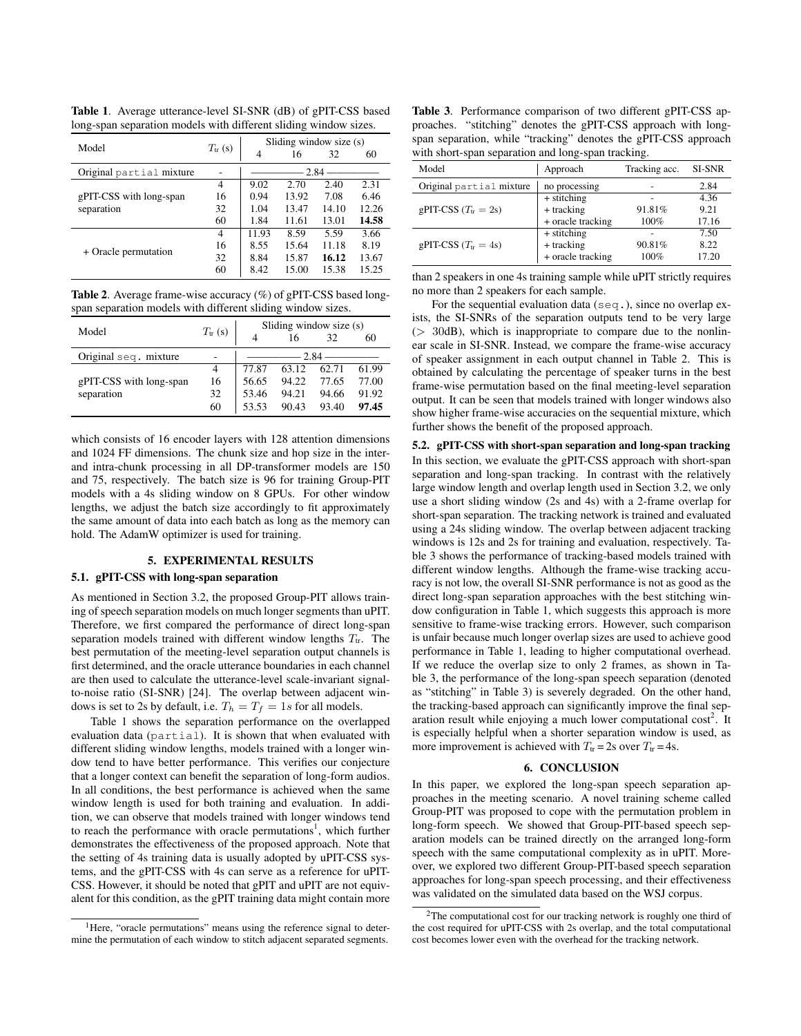**Table 1**. Average utterance-level SI-SNR (dB) of gPIT-CSS based long-span separation models with different sliding window sizes.

| Model | $T_{\text{tr}}$ (s) | Sliding window size (s) | | | |
|---|---|---|---|---|---|
| | | 4 | 16 | 32 | 60 |
| Original `partial` mixture | - | 2.84 | | | |
| gPIT-CSS with long-span separation | 4 | 9.02 | 2.70 | 2.40 | 2.31 |
| | 16 | 0.94 | 13.92 | 7.08 | 6.46 |
| | 32 | 1.04 | 13.47 | 14.10 | 12.26 |
| | 60 | 1.84 | 11.61 | 13.01 | **14.58** |
| + Oracle permutation | 4 | 11.93 | 8.59 | 5.59 | 3.66 |
| | 16 | 8.55 | 15.64 | 11.18 | 8.19 |
| | 32 | 8.84 | 15.87 | **16.12** | 13.67 |
| | 60 | 8.42 | 15.00 | 15.38 | 15.25 |

**Table 2**. Average frame-wise accuracy (%) of gPIT-CSS based long-span separation models with different sliding window sizes.

| Model | $T_{\text{tr}}$ (s) | Sliding window size (s) | | | |
|---|---|---|---|---|---|
| | | 4 | 16 | 32 | 60 |
| Original `seq.` mixture | - | 2.84 | | | |
| gPIT-CSS with long-span separation | 4 | 77.87 | 63.12 | 62.71 | 61.99 |
| | 16 | 56.65 | 94.22 | 77.65 | 77.00 |
| | 32 | 53.46 | 94.21 | 94.66 | 91.92 |
| | 60 | 53.53 | 90.43 | 93.40 | **97.45** |

which consists of 16 encoder layers with 128 attention dimensions and 1024 FF dimensions. The chunk size and hop size in the inter- and intra-chunk processing in all DP-transformer models are 150 and 75, respectively. The batch size is 96 for training Group-PIT models with a 4s sliding window on 8 GPUs. For other window lengths, we adjust the batch size accordingly to fit approximately the same amount of data into each batch as long as the memory can hold. The AdamW optimizer is used for training.

## 5. EXPERIMENTAL RESULTS

### 5.1. gPIT-CSS with long-span separation

As mentioned in Section 3.2, the proposed Group-PIT allows training of speech separation models on much longer segments than uPIT. Therefore, we first compared the performance of direct long-span separation models trained with different window lengths $T_{\text{tr}}$. The best permutation of the meeting-level separation output channels is first determined, and the oracle utterance boundaries in each channel are then used to calculate the utterance-level scale-invariant signal-to-noise ratio (SI-SNR) [24]. The overlap between adjacent windows is set to 2s by default, i.e. $T_h = T_f = 1s$ for all models.

Table 1 shows the separation performance on the overlapped evaluation data (`partial`). It is shown that when evaluated with different sliding window lengths, models trained with a longer window tend to have better performance. This verifies our conjecture that a longer context can benefit the separation of long-form audios. In all conditions, the best performance is achieved when the same window length is used for both training and evaluation. In addition, we can observe that models trained with longer windows tend to reach the performance with oracle permutations[1], which further demonstrates the effectiveness of the proposed approach. Note that the setting of 4s training data is usually adopted by uPIT-CSS systems, and the gPIT-CSS with 4s can serve as a reference for uPIT-CSS. However, it should be noted that gPIT and uPIT are not equivalent for this condition, as the gPIT training data might contain more than 2 speakers in one 4s training sample while uPIT strictly requires no more than 2 speakers for each sample.

For the sequential evaluation data (`seq.`), since no overlap exists, the SI-SNRs of the separation outputs tend to be very large (> 30dB), which is inappropriate to compare due to the nonlinear scale in SI-SNR. Instead, we compare the frame-wise accuracy of speaker assignment in each output channel in Table 2. This is obtained by calculating the percentage of speaker turns in the best frame-wise permutation based on the final meeting-level separation output. It can be seen that models trained with longer windows also show higher frame-wise accuracies on the sequential mixture, which further shows the benefit of the proposed approach.

**Table 3**. Performance comparison of two different gPIT-CSS approaches. "stitching" denotes the gPIT-CSS approach with long-span separation, while "tracking" denotes the gPIT-CSS approach with short-span separation and long-span tracking.

| Model | Approach | Tracking acc. | SI-SNR |
|---|---|---|---|
| Original `partial` mixture | no processing | - | 2.84 |
| gPIT-CSS ($T_{\text{tr}} = 2$s) | + stitching | - | 4.36 |
| | + tracking | 91.81% | 9.21 |
| | + oracle tracking | 100% | 17.16 |
| gPIT-CSS ($T_{\text{tr}} = 4$s) | + stitching | - | 7.50 |
| | + tracking | 90.81% | 8.22 |
| | + oracle tracking | 100% | 17.20 |

### 5.2. gPIT-CSS with short-span separation and long-span tracking

In this section, we evaluate the gPIT-CSS approach with short-span separation and long-span tracking. In contrast with the relatively large window length and overlap length used in Section 3.2, we only use a short sliding window (2s and 4s) with a 2-frame overlap for short-span separation. The tracking network is trained and evaluated using a 24s sliding window. The overlap between adjacent tracking windows is 12s and 2s for training and evaluation, respectively. Table 3 shows the performance of tracking-based models trained with different window lengths. Although the frame-wise tracking accuracy is not low, the overall SI-SNR performance is not as good as the direct long-span separation approaches with the best stitching window configuration in Table 1, which suggests this approach is more sensitive to frame-wise tracking errors. However, such comparison is unfair because much longer overlap sizes are used to achieve good performance in Table 1, leading to higher computational overhead. If we reduce the overlap size to only 2 frames, as shown in Table 3, the performance of the long-span speech separation (denoted as "stitching" in Table 3) is severely degraded. On the other hand, the tracking-based approach can significantly improve the final separation result while enjoying a much lower computational cost[2]. It is especially helpful when a shorter separation window is used, as more improvement is achieved with $T_{\text{tr}} = 2$s over $T_{\text{tr}} = 4$s.

## 6. CONCLUSION

In this paper, we explored the long-span speech separation approaches in the meeting scenario. A novel training scheme called Group-PIT was proposed to cope with the permutation problem in long-form speech. We showed that Group-PIT-based speech separation models can be trained directly on the arranged long-form speech with the same computational complexity as in uPIT. Moreover, we explored two different Group-PIT-based speech separation approaches for long-span speech processing, and their effectiveness was validated on the simulated data based on the WSJ corpus.

[1] Here, "oracle permutations" means using the reference signal to determine the permutation of each window to stitch adjacent separated segments.

[2] The computational cost for our tracking network is roughly one third of the cost required for uPIT-CSS with 2s overlap, and the total computational cost becomes lower even with the overhead for the tracking network.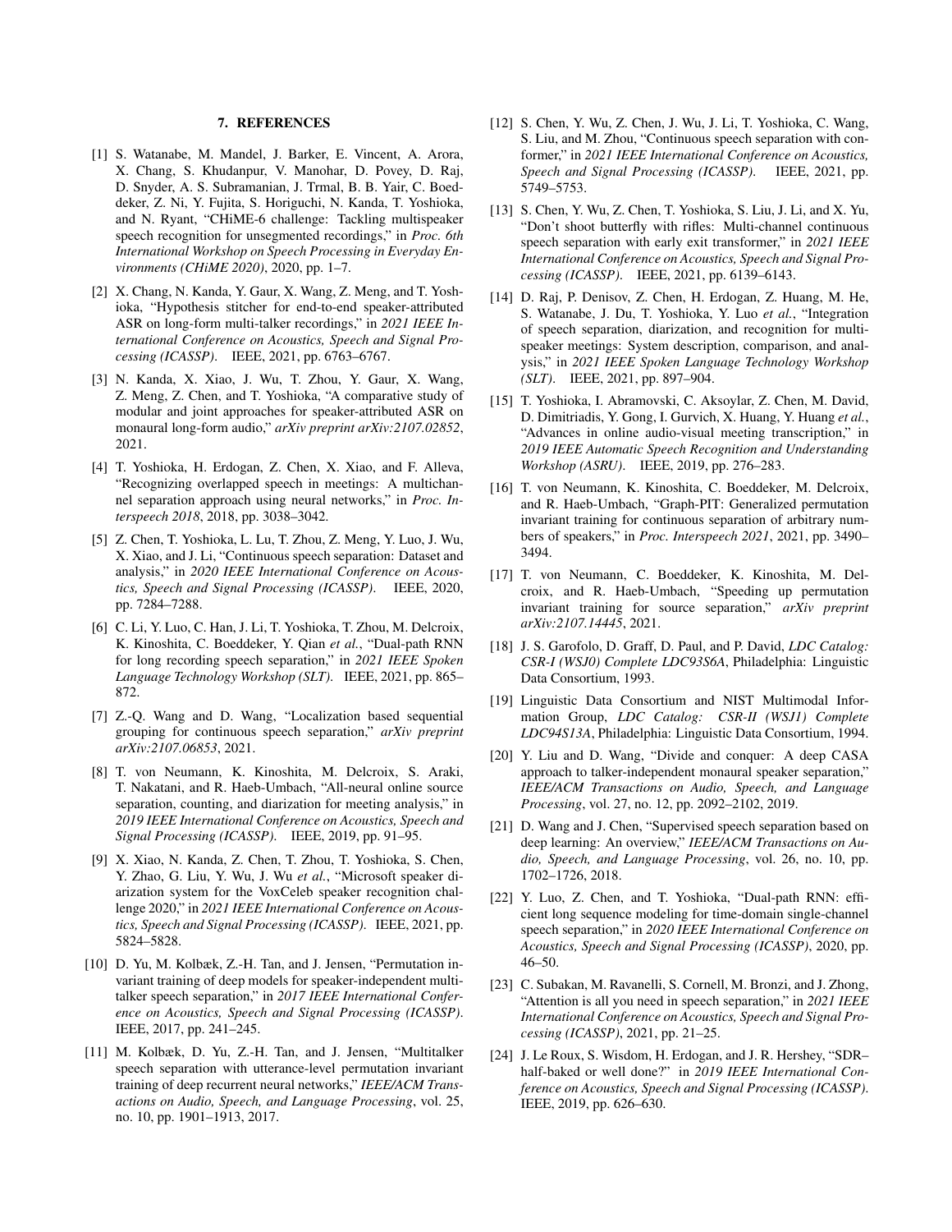## 7. REFERENCES

[1] S. Watanabe, M. Mandel, J. Barker, E. Vincent, A. Arora, X. Chang, S. Khudanpur, V. Manohar, D. Povey, D. Raj, D. Snyder, A. S. Subramanian, J. Trmal, B. B. Yair, C. Boeddeker, Z. Ni, Y. Fujita, S. Horiguchi, N. Kanda, T. Yoshioka, and N. Ryant, "CHiME-6 challenge: Tackling multispeaker speech recognition for unsegmented recordings," in *Proc. 6th International Workshop on Speech Processing in Everyday Environments (CHiME 2020)*, 2020, pp. 1–7.

[2] X. Chang, N. Kanda, Y. Gaur, X. Wang, Z. Meng, and T. Yoshioka, "Hypothesis stitcher for end-to-end speaker-attributed ASR on long-form multi-talker recordings," in *2021 IEEE International Conference on Acoustics, Speech and Signal Processing (ICASSP).* IEEE, 2021, pp. 6763–6767.

[3] N. Kanda, X. Xiao, J. Wu, T. Zhou, Y. Gaur, X. Wang, Z. Meng, Z. Chen, and T. Yoshioka, "A comparative study of modular and joint approaches for speaker-attributed ASR on monaural long-form audio," *arXiv preprint arXiv:2107.02852*, 2021.

[4] T. Yoshioka, H. Erdogan, Z. Chen, X. Xiao, and F. Alleva, "Recognizing overlapped speech in meetings: A multichannel separation approach using neural networks," in *Proc. Interspeech 2018*, 2018, pp. 3038–3042.

[5] Z. Chen, T. Yoshioka, L. Lu, T. Zhou, Z. Meng, Y. Luo, J. Wu, X. Xiao, and J. Li, "Continuous speech separation: Dataset and analysis," in *2020 IEEE International Conference on Acoustics, Speech and Signal Processing (ICASSP).* IEEE, 2020, pp. 7284–7288.

[6] C. Li, Y. Luo, C. Han, J. Li, T. Yoshioka, T. Zhou, M. Delcroix, K. Kinoshita, C. Boeddeker, Y. Qian *et al.*, "Dual-path RNN for long recording speech separation," in *2021 IEEE Spoken Language Technology Workshop (SLT).* IEEE, 2021, pp. 865–872.

[7] Z.-Q. Wang and D. Wang, "Localization based sequential grouping for continuous speech separation," *arXiv preprint arXiv:2107.06853*, 2021.

[8] T. von Neumann, K. Kinoshita, M. Delcroix, S. Araki, T. Nakatani, and R. Haeb-Umbach, "All-neural online source separation, counting, and diarization for meeting analysis," in *2019 IEEE International Conference on Acoustics, Speech and Signal Processing (ICASSP).* IEEE, 2019, pp. 91–95.

[9] X. Xiao, N. Kanda, Z. Chen, T. Zhou, T. Yoshioka, S. Chen, Y. Zhao, G. Liu, Y. Wu, J. Wu *et al.*, "Microsoft speaker diarization system for the VoxCeleb speaker recognition challenge 2020," in *2021 IEEE International Conference on Acoustics, Speech and Signal Processing (ICASSP).* IEEE, 2021, pp. 5824–5828.

[10] D. Yu, M. Kolbæk, Z.-H. Tan, and J. Jensen, "Permutation invariant training of deep models for speaker-independent multi-talker speech separation," in *2017 IEEE International Conference on Acoustics, Speech and Signal Processing (ICASSP).* IEEE, 2017, pp. 241–245.

[11] M. Kolbæk, D. Yu, Z.-H. Tan, and J. Jensen, "Multitalker speech separation with utterance-level permutation invariant training of deep recurrent neural networks," *IEEE/ACM Transactions on Audio, Speech, and Language Processing*, vol. 25, no. 10, pp. 1901–1913, 2017.

[12] S. Chen, Y. Wu, Z. Chen, J. Wu, J. Li, T. Yoshioka, C. Wang, S. Liu, and M. Zhou, "Continuous speech separation with conformer," in *2021 IEEE International Conference on Acoustics, Speech and Signal Processing (ICASSP).* IEEE, 2021, pp. 5749–5753.

[13] S. Chen, Y. Wu, Z. Chen, T. Yoshioka, S. Liu, J. Li, and X. Yu, "Don't shoot butterfly with rifles: Multi-channel continuous speech separation with early exit transformer," in *2021 IEEE International Conference on Acoustics, Speech and Signal Processing (ICASSP).* IEEE, 2021, pp. 6139–6143.

[14] D. Raj, P. Denisov, Z. Chen, H. Erdogan, Z. Huang, M. He, S. Watanabe, J. Du, T. Yoshioka, Y. Luo *et al.*, "Integration of speech separation, diarization, and recognition for multi-speaker meetings: System description, comparison, and analysis," in *2021 IEEE Spoken Language Technology Workshop (SLT).* IEEE, 2021, pp. 897–904.

[15] T. Yoshioka, I. Abramovski, C. Aksoylar, Z. Chen, M. David, D. Dimitriadis, Y. Gong, I. Gurvich, X. Huang, Y. Huang *et al.*, "Advances in online audio-visual meeting transcription," in *2019 IEEE Automatic Speech Recognition and Understanding Workshop (ASRU).* IEEE, 2019, pp. 276–283.

[16] T. von Neumann, K. Kinoshita, C. Boeddeker, M. Delcroix, and R. Haeb-Umbach, "Graph-PIT: Generalized permutation invariant training for continuous separation of arbitrary numbers of speakers," in *Proc. Interspeech 2021*, 2021, pp. 3490–3494.

[17] T. von Neumann, C. Boeddeker, K. Kinoshita, M. Delcroix, and R. Haeb-Umbach, "Speeding up permutation invariant training for source separation," *arXiv preprint arXiv:2107.14445*, 2021.

[18] J. S. Garofolo, D. Graff, D. Paul, and P. David, *LDC Catalog: CSR-I (WSJ0) Complete LDC93S6A*, Philadelphia: Linguistic Data Consortium, 1993.

[19] Linguistic Data Consortium and NIST Multimodal Information Group, *LDC Catalog: CSR-II (WSJ1) Complete LDC94S13A*, Philadelphia: Linguistic Data Consortium, 1994.

[20] Y. Liu and D. Wang, "Divide and conquer: A deep CASA approach to talker-independent monaural speaker separation," *IEEE/ACM Transactions on Audio, Speech, and Language Processing*, vol. 27, no. 12, pp. 2092–2102, 2019.

[21] D. Wang and J. Chen, "Supervised speech separation based on deep learning: An overview," *IEEE/ACM Transactions on Audio, Speech, and Language Processing*, vol. 26, no. 10, pp. 1702–1726, 2018.

[22] Y. Luo, Z. Chen, and T. Yoshioka, "Dual-path RNN: efficient long sequence modeling for time-domain single-channel speech separation," in *2020 IEEE International Conference on Acoustics, Speech and Signal Processing (ICASSP)*, 2020, pp. 46–50.

[23] C. Subakan, M. Ravanelli, S. Cornell, M. Bronzi, and J. Zhong, "Attention is all you need in speech separation," in *2021 IEEE International Conference on Acoustics, Speech and Signal Processing (ICASSP)*, 2021, pp. 21–25.

[24] J. Le Roux, S. Wisdom, H. Erdogan, and J. R. Hershey, "SDR–half-baked or well done?" in *2019 IEEE International Conference on Acoustics, Speech and Signal Processing (ICASSP).* IEEE, 2019, pp. 626–630.